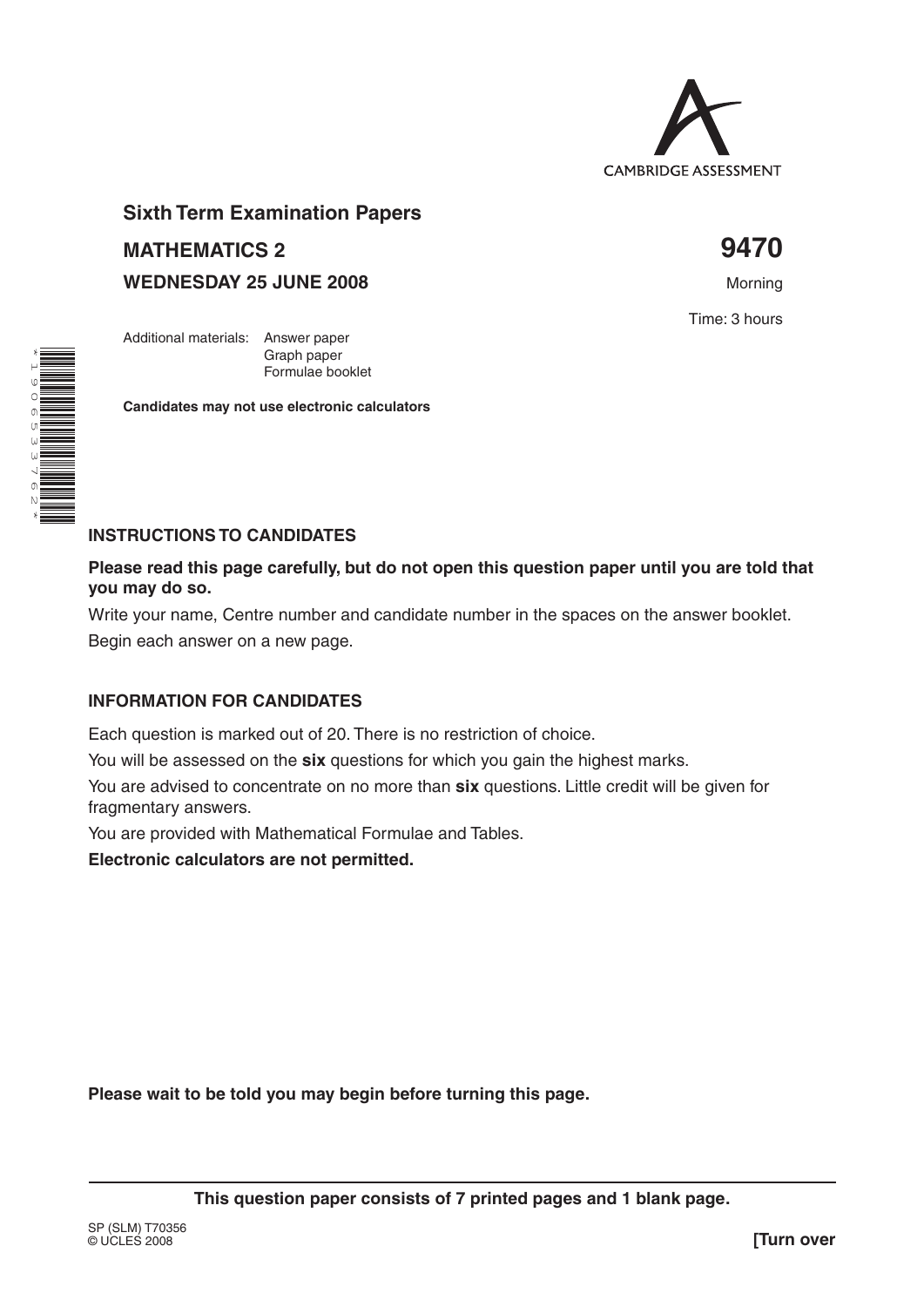CAMBRIDGE ASSESSMENT

## Sixth Term Examination Papers

**MATHEMATICS 2** **9470**

**WEDNESDAY 25 JUNE 2008**

Morning

Time: 3 hours

Additional materials: Answer paper
Graph paper
Formulae booklet

**Candidates may not use electronic calculators**

### INSTRUCTIONS TO CANDIDATES

**Please read this page carefully, but do not open this question paper until you are told that you may do so.**

Write your name, Centre number and candidate number in the spaces on the answer booklet.

Begin each answer on a new page.

### INFORMATION FOR CANDIDATES

Each question is marked out of 20. There is no restriction of choice.

You will be assessed on the **six** questions for which you gain the highest marks.

You are advised to concentrate on no more than **six** questions. Little credit will be given for fragmentary answers.

You are provided with Mathematical Formulae and Tables.

**Electronic calculators are not permitted.**

**Please wait to be told you may begin before turning this page.**

**This question paper consists of 7 printed pages and 1 blank page.**

SP (SLM) T70356
© UCLES 2008

**[Turn over**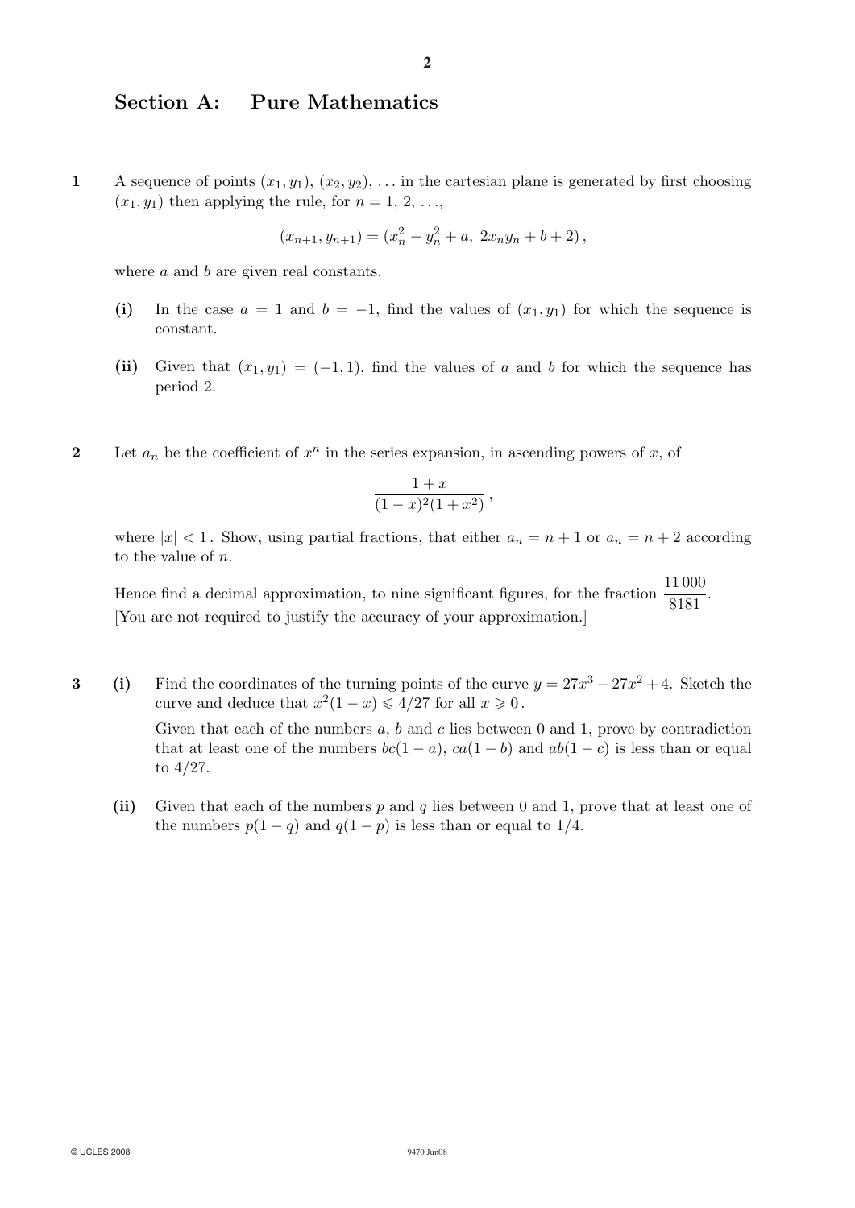## Section A: Pure Mathematics

**1** A sequence of points $(x_1, y_1)$, $(x_2, y_2)$, ... in the cartesian plane is generated by first choosing $(x_1, y_1)$ then applying the rule, for $n = 1, 2, \ldots$,

$$(x_{n+1}, y_{n+1}) = (x_n^2 - y_n^2 + a,\ 2x_ny_n + b + 2)\,,$$

where $a$ and $b$ are given real constants.

**(i)** In the case $a = 1$ and $b = -1$, find the values of $(x_1, y_1)$ for which the sequence is constant.

**(ii)** Given that $(x_1, y_1) = (-1, 1)$, find the values of $a$ and $b$ for which the sequence has period 2.

**2** Let $a_n$ be the coefficient of $x^n$ in the series expansion, in ascending powers of $x$, of

$$\frac{1 + x}{(1 - x)^2(1 + x^2)}\,,$$

where $|x| < 1$. Show, using partial fractions, that either $a_n = n + 1$ or $a_n = n + 2$ according to the value of $n$.

Hence find a decimal approximation, to nine significant figures, for the fraction $\dfrac{11\,000}{8181}$.
[You are not required to justify the accuracy of your approximation.]

**3** **(i)** Find the coordinates of the turning points of the curve $y = 27x^3 - 27x^2 + 4$. Sketch the curve and deduce that $x^2(1 - x) \leqslant 4/27$ for all $x \geqslant 0$.

Given that each of the numbers $a$, $b$ and $c$ lies between 0 and 1, prove by contradiction that at least one of the numbers $bc(1 - a)$, $ca(1 - b)$ and $ab(1 - c)$ is less than or equal to $4/27$.

**(ii)** Given that each of the numbers $p$ and $q$ lies between 0 and 1, prove that at least one of the numbers $p(1 - q)$ and $q(1 - p)$ is less than or equal to $1/4$.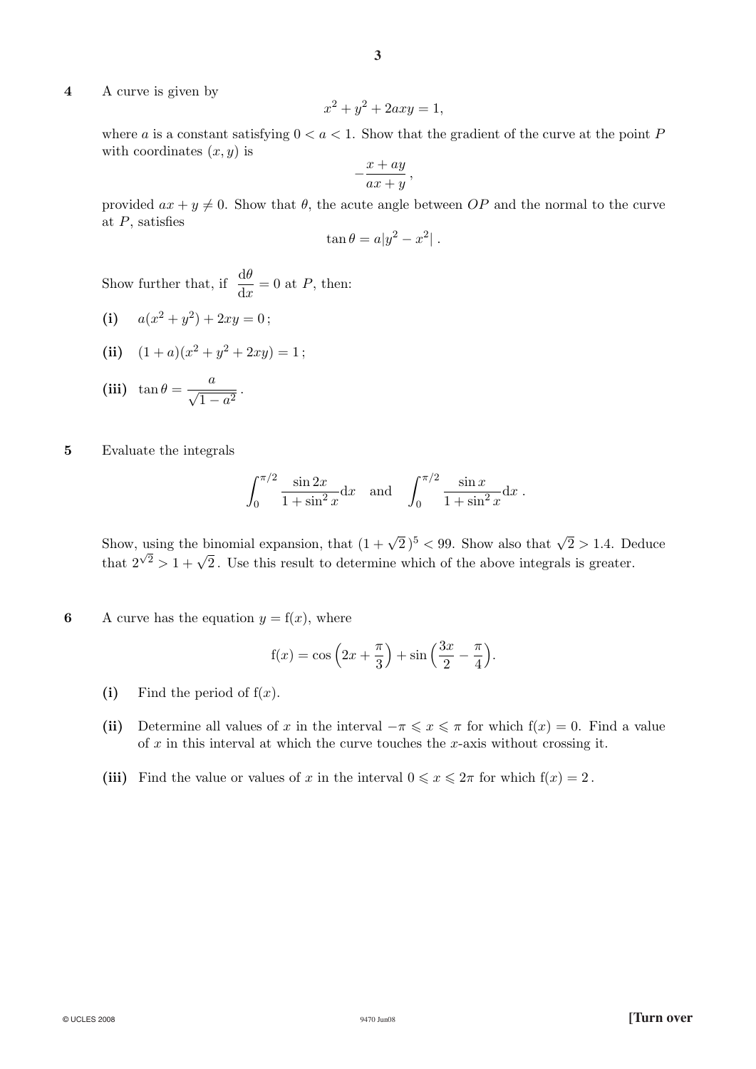**4** A curve is given by

$$x^2 + y^2 + 2axy = 1,$$

where $a$ is a constant satisfying $0 < a < 1$. Show that the gradient of the curve at the point $P$ with coordinates $(x, y)$ is

$$-\frac{x + ay}{ax + y},$$

provided $ax + y \neq 0$. Show that $\theta$, the acute angle between $OP$ and the normal to the curve at $P$, satisfies

$$\tan\theta = a|y^2 - x^2|.$$

Show further that, if $\dfrac{\mathrm{d}\theta}{\mathrm{d}x} = 0$ at $P$, then:

**(i)** $a(x^2 + y^2) + 2xy = 0$;

**(ii)** $(1 + a)(x^2 + y^2 + 2xy) = 1$;

**(iii)** $\tan\theta = \dfrac{a}{\sqrt{1 - a^2}}$.

**5** Evaluate the integrals

$$\int_0^{\pi/2} \frac{\sin 2x}{1 + \sin^2 x}\,\mathrm{d}x \quad \text{and} \quad \int_0^{\pi/2} \frac{\sin x}{1 + \sin^2 x}\,\mathrm{d}x.$$

Show, using the binomial expansion, that $(1 + \sqrt{2}\,)^5 < 99$. Show also that $\sqrt{2} > 1.4$. Deduce that $2^{\sqrt{2}} > 1 + \sqrt{2}$. Use this result to determine which of the above integrals is greater.

**6** A curve has the equation $y = \mathrm{f}(x)$, where

$$\mathrm{f}(x) = \cos\left(2x + \frac{\pi}{3}\right) + \sin\left(\frac{3x}{2} - \frac{\pi}{4}\right).$$

**(i)** Find the period of $\mathrm{f}(x)$.

**(ii)** Determine all values of $x$ in the interval $-\pi \leqslant x \leqslant \pi$ for which $\mathrm{f}(x) = 0$. Find a value of $x$ in this interval at which the curve touches the $x$-axis without crossing it.

**(iii)** Find the value or values of $x$ in the interval $0 \leqslant x \leqslant 2\pi$ for which $\mathrm{f}(x) = 2$.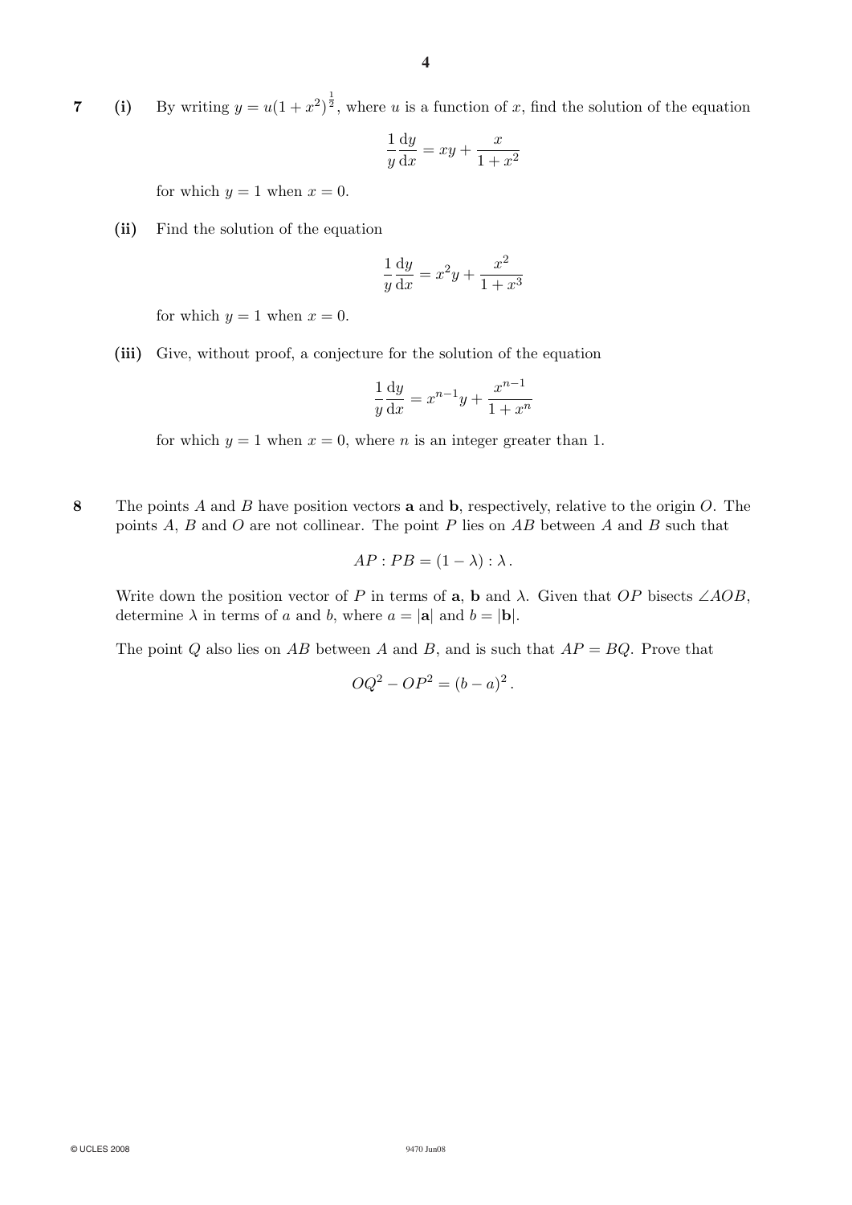**7** **(i)** By writing $y = u(1 + x^2)^{\frac{1}{2}}$, where $u$ is a function of $x$, find the solution of the equation

$$\frac{1}{y}\frac{\mathrm{d}y}{\mathrm{d}x} = xy + \frac{x}{1 + x^2}$$

for which $y = 1$ when $x = 0$.

**(ii)** Find the solution of the equation

$$\frac{1}{y}\frac{\mathrm{d}y}{\mathrm{d}x} = x^2 y + \frac{x^2}{1 + x^3}$$

for which $y = 1$ when $x = 0$.

**(iii)** Give, without proof, a conjecture for the solution of the equation

$$\frac{1}{y}\frac{\mathrm{d}y}{\mathrm{d}x} = x^{n-1} y + \frac{x^{n-1}}{1 + x^n}$$

for which $y = 1$ when $x = 0$, where $n$ is an integer greater than 1.

**8** The points $A$ and $B$ have position vectors $\mathbf{a}$ and $\mathbf{b}$, respectively, relative to the origin $O$. The points $A$, $B$ and $O$ are not collinear. The point $P$ lies on $AB$ between $A$ and $B$ such that

$$AP : PB = (1 - \lambda) : \lambda \,.$$

Write down the position vector of $P$ in terms of $\mathbf{a}$, $\mathbf{b}$ and $\lambda$. Given that $OP$ bisects $\angle AOB$, determine $\lambda$ in terms of $a$ and $b$, where $a = |\mathbf{a}|$ and $b = |\mathbf{b}|$.

The point $Q$ also lies on $AB$ between $A$ and $B$, and is such that $AP = BQ$. Prove that

$$OQ^2 - OP^2 = (b - a)^2 \,.$$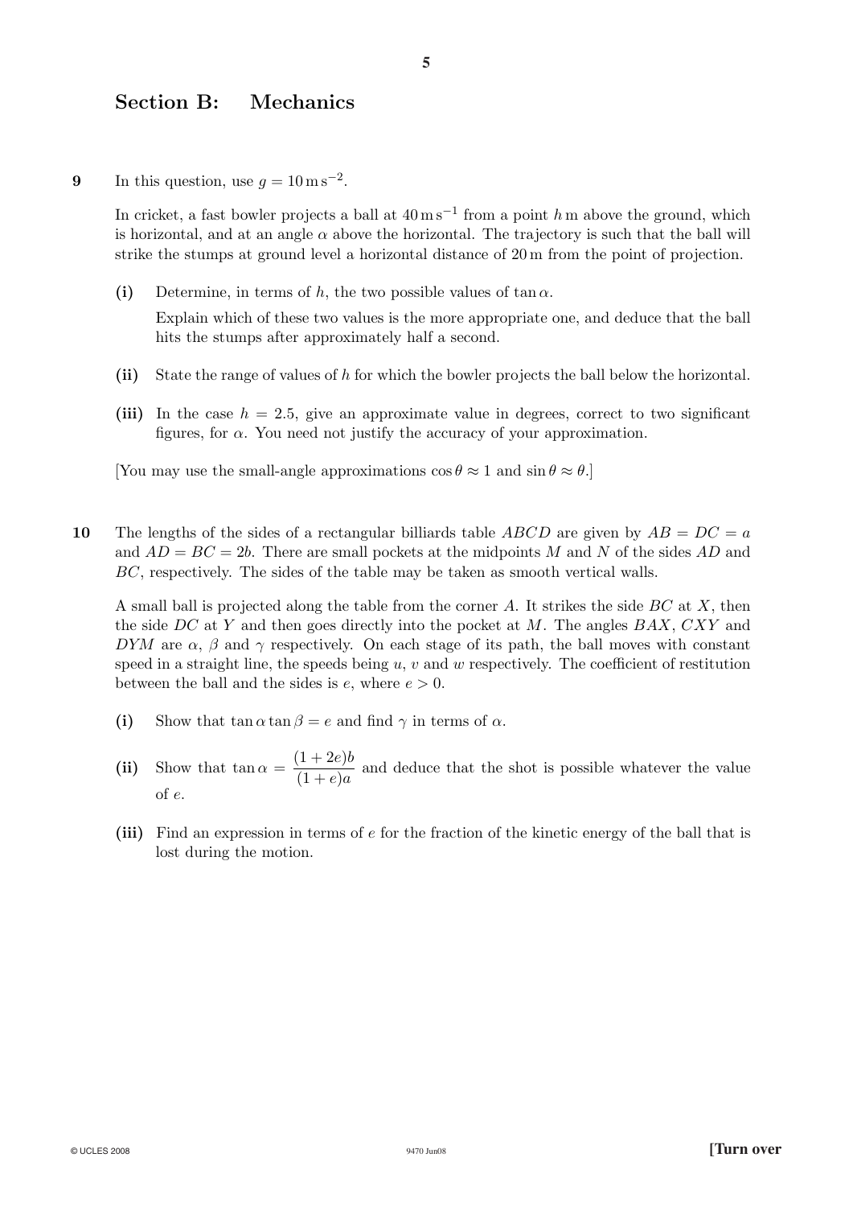## Section B: Mechanics

**9** In this question, use $g = 10\,\text{m}\,\text{s}^{-2}$.

In cricket, a fast bowler projects a ball at $40\,\text{m}\,\text{s}^{-1}$ from a point $h$ m above the ground, which is horizontal, and at an angle $\alpha$ above the horizontal. The trajectory is such that the ball will strike the stumps at ground level a horizontal distance of 20 m from the point of projection.

**(i)** Determine, in terms of $h$, the two possible values of $\tan\alpha$.

Explain which of these two values is the more appropriate one, and deduce that the ball hits the stumps after approximately half a second.

**(ii)** State the range of values of $h$ for which the bowler projects the ball below the horizontal.

**(iii)** In the case $h = 2.5$, give an approximate value in degrees, correct to two significant figures, for $\alpha$. You need not justify the accuracy of your approximation.

[You may use the small-angle approximations $\cos\theta \approx 1$ and $\sin\theta \approx \theta$.]

**10** The lengths of the sides of a rectangular billiards table $ABCD$ are given by $AB = DC = a$ and $AD = BC = 2b$. There are small pockets at the midpoints $M$ and $N$ of the sides $AD$ and $BC$, respectively. The sides of the table may be taken as smooth vertical walls.

A small ball is projected along the table from the corner $A$. It strikes the side $BC$ at $X$, then the side $DC$ at $Y$ and then goes directly into the pocket at $M$. The angles $BAX$, $CXY$ and $DYM$ are $\alpha$, $\beta$ and $\gamma$ respectively. On each stage of its path, the ball moves with constant speed in a straight line, the speeds being $u$, $v$ and $w$ respectively. The coefficient of restitution between the ball and the sides is $e$, where $e > 0$.

**(i)** Show that $\tan\alpha \tan\beta = e$ and find $\gamma$ in terms of $\alpha$.

**(ii)** Show that $\tan\alpha = \dfrac{(1+2e)b}{(1+e)a}$ and deduce that the shot is possible whatever the value of $e$.

**(iii)** Find an expression in terms of $e$ for the fraction of the kinetic energy of the ball that is lost during the motion.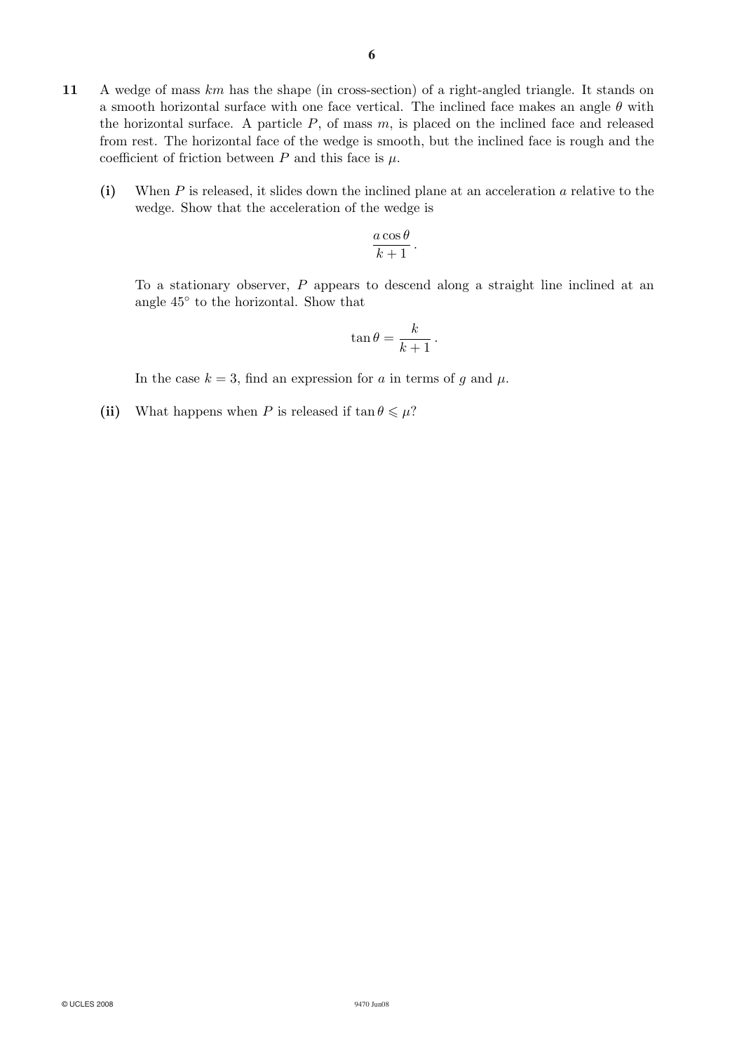**11** A wedge of mass $km$ has the shape (in cross-section) of a right-angled triangle. It stands on a smooth horizontal surface with one face vertical. The inclined face makes an angle $\theta$ with the horizontal surface. A particle $P$, of mass $m$, is placed on the inclined face and released from rest. The horizontal face of the wedge is smooth, but the inclined face is rough and the coefficient of friction between $P$ and this face is $\mu$.

**(i)** When $P$ is released, it slides down the inclined plane at an acceleration $a$ relative to the wedge. Show that the acceleration of the wedge is

$$\frac{a\cos\theta}{k+1}\,.$$

To a stationary observer, $P$ appears to descend along a straight line inclined at an angle $45^\circ$ to the horizontal. Show that

$$\tan\theta = \frac{k}{k+1}\,.$$

In the case $k = 3$, find an expression for $a$ in terms of $g$ and $\mu$.

**(ii)** What happens when $P$ is released if $\tan\theta \leqslant \mu$?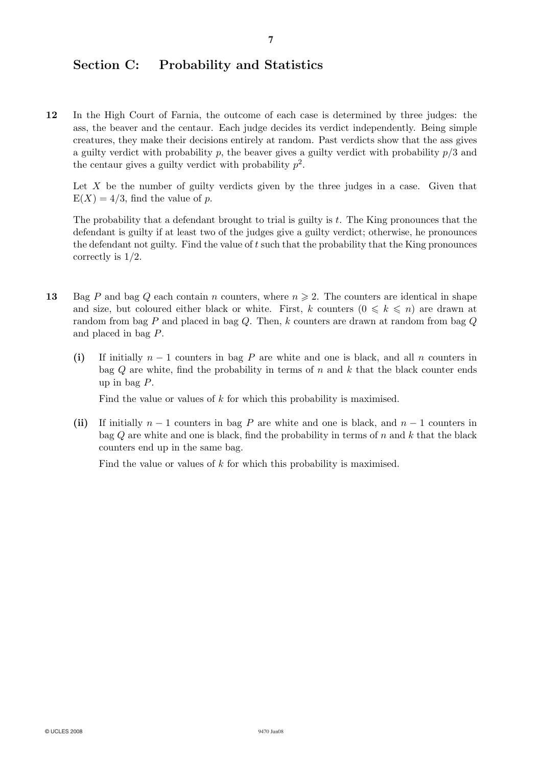## Section C: Probability and Statistics

**12** In the High Court of Farnia, the outcome of each case is determined by three judges: the ass, the beaver and the centaur. Each judge decides its verdict independently. Being simple creatures, they make their decisions entirely at random. Past verdicts show that the ass gives a guilty verdict with probability $p$, the beaver gives a guilty verdict with probability $p/3$ and the centaur gives a guilty verdict with probability $p^2$.

Let $X$ be the number of guilty verdicts given by the three judges in a case. Given that $\mathrm{E}(X) = 4/3$, find the value of $p$.

The probability that a defendant brought to trial is guilty is $t$. The King pronounces that the defendant is guilty if at least two of the judges give a guilty verdict; otherwise, he pronounces the defendant not guilty. Find the value of $t$ such that the probability that the King pronounces correctly is $1/2$.

**13** Bag $P$ and bag $Q$ each contain $n$ counters, where $n \geqslant 2$. The counters are identical in shape and size, but coloured either black or white. First, $k$ counters ($0 \leqslant k \leqslant n$) are drawn at random from bag $P$ and placed in bag $Q$. Then, $k$ counters are drawn at random from bag $Q$ and placed in bag $P$.

**(i)** If initially $n - 1$ counters in bag $P$ are white and one is black, and all $n$ counters in bag $Q$ are white, find the probability in terms of $n$ and $k$ that the black counter ends up in bag $P$.

Find the value or values of $k$ for which this probability is maximised.

**(ii)** If initially $n - 1$ counters in bag $P$ are white and one is black, and $n - 1$ counters in bag $Q$ are white and one is black, find the probability in terms of $n$ and $k$ that the black counters end up in the same bag.

Find the value or values of $k$ for which this probability is maximised.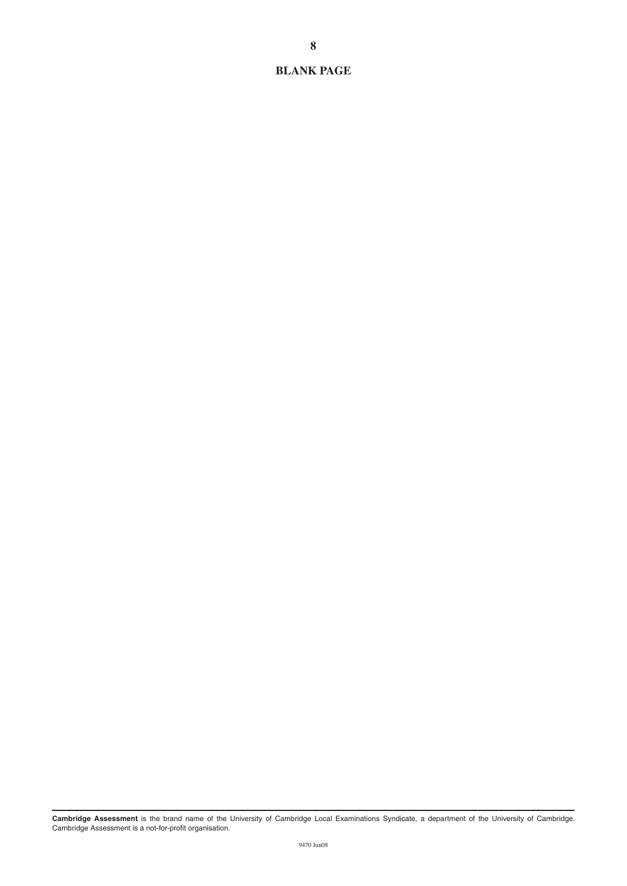**BLANK PAGE**

**Cambridge Assessment** is the brand name of the University of Cambridge Local Examinations Syndicate, a department of the University of Cambridge. Cambridge Assessment is a not-for-profit organisation.

9470 Jun08